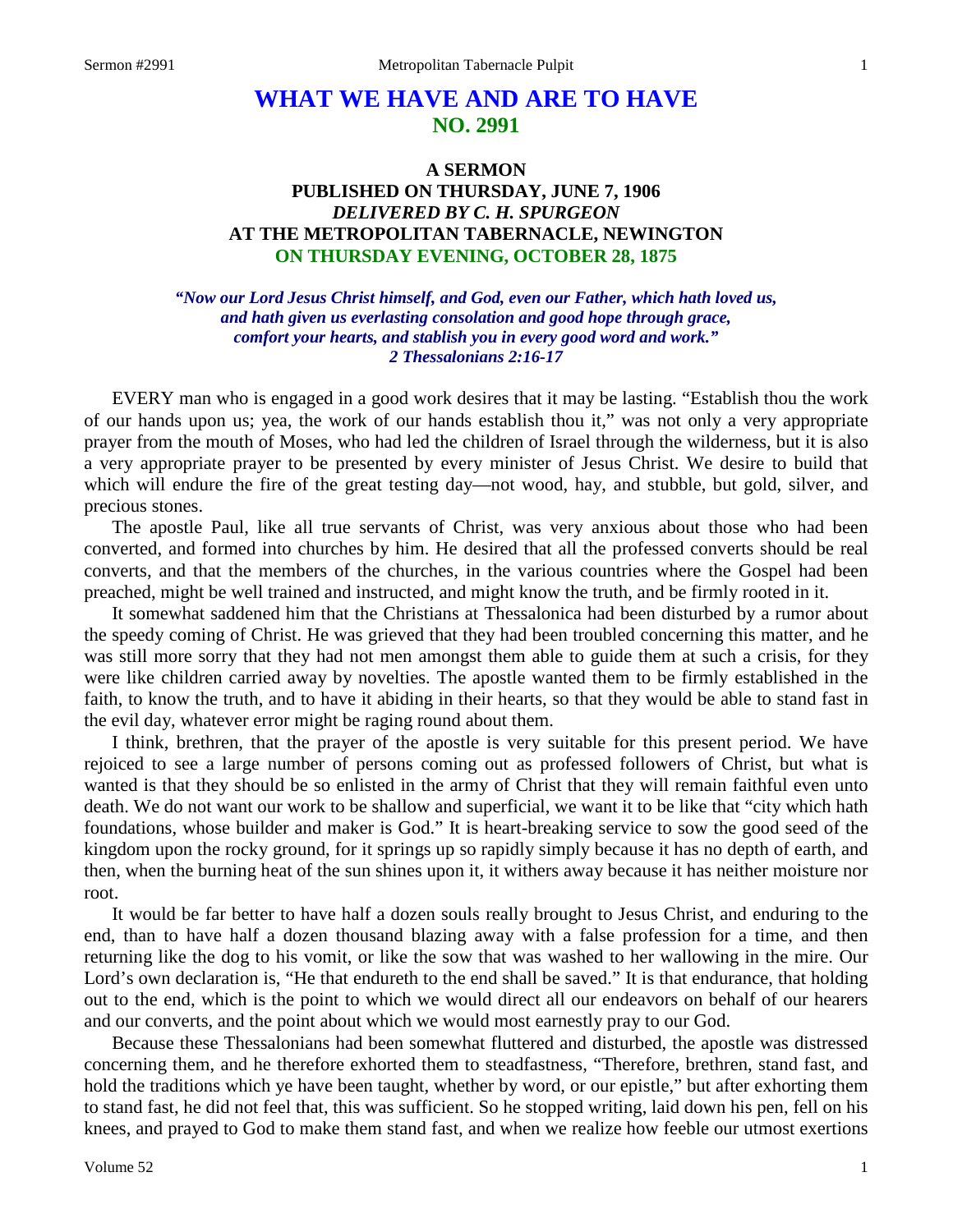# WHAT WE HAVE AND ARE TO HAVE
## NO. 2991

### A SERMON
### PUBLISHED ON THURSDAY, JUNE 7, 1906
### *DELIVERED BY C. H. SPURGEON*
### AT THE METROPOLITAN TABERNACLE, NEWINGTON
### ON THURSDAY EVENING, OCTOBER 28, 1875

***"Now our Lord Jesus Christ himself, and God, even our Father, which hath loved us, and hath given us everlasting consolation and good hope through grace, comfort your hearts, and stablish you in every good word and work." 2 Thessalonians 2:16-17***

EVERY man who is engaged in a good work desires that it may be lasting. "Establish thou the work of our hands upon us; yea, the work of our hands establish thou it," was not only a very appropriate prayer from the mouth of Moses, who had led the children of Israel through the wilderness, but it is also a very appropriate prayer to be presented by every minister of Jesus Christ. We desire to build that which will endure the fire of the great testing day—not wood, hay, and stubble, but gold, silver, and precious stones.

The apostle Paul, like all true servants of Christ, was very anxious about those who had been converted, and formed into churches by him. He desired that all the professed converts should be real converts, and that the members of the churches, in the various countries where the Gospel had been preached, might be well trained and instructed, and might know the truth, and be firmly rooted in it.

It somewhat saddened him that the Christians at Thessalonica had been disturbed by a rumor about the speedy coming of Christ. He was grieved that they had been troubled concerning this matter, and he was still more sorry that they had not men amongst them able to guide them at such a crisis, for they were like children carried away by novelties. The apostle wanted them to be firmly established in the faith, to know the truth, and to have it abiding in their hearts, so that they would be able to stand fast in the evil day, whatever error might be raging round about them.

I think, brethren, that the prayer of the apostle is very suitable for this present period. We have rejoiced to see a large number of persons coming out as professed followers of Christ, but what is wanted is that they should be so enlisted in the army of Christ that they will remain faithful even unto death. We do not want our work to be shallow and superficial, we want it to be like that "city which hath foundations, whose builder and maker is God." It is heart-breaking service to sow the good seed of the kingdom upon the rocky ground, for it springs up so rapidly simply because it has no depth of earth, and then, when the burning heat of the sun shines upon it, it withers away because it has neither moisture nor root.

It would be far better to have half a dozen souls really brought to Jesus Christ, and enduring to the end, than to have half a dozen thousand blazing away with a false profession for a time, and then returning like the dog to his vomit, or like the sow that was washed to her wallowing in the mire. Our Lord's own declaration is, "He that endureth to the end shall be saved." It is that endurance, that holding out to the end, which is the point to which we would direct all our endeavors on behalf of our hearers and our converts, and the point about which we would most earnestly pray to our God.

Because these Thessalonians had been somewhat fluttered and disturbed, the apostle was distressed concerning them, and he therefore exhorted them to steadfastness, "Therefore, brethren, stand fast, and hold the traditions which ye have been taught, whether by word, or our epistle," but after exhorting them to stand fast, he did not feel that, this was sufficient. So he stopped writing, laid down his pen, fell on his knees, and prayed to God to make them stand fast, and when we realize how feeble our utmost exertions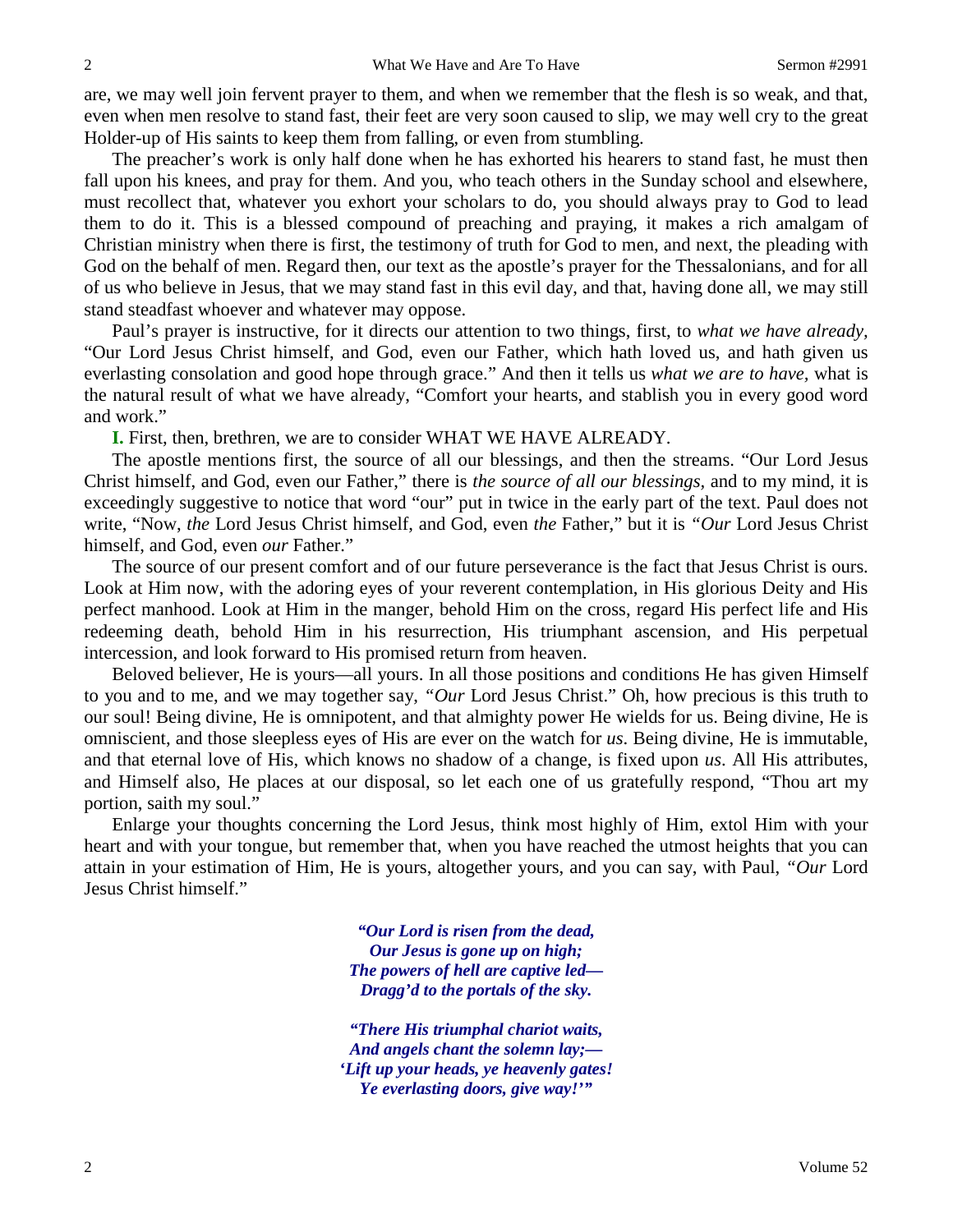are, we may well join fervent prayer to them, and when we remember that the flesh is so weak, and that, even when men resolve to stand fast, their feet are very soon caused to slip, we may well cry to the great Holder-up of His saints to keep them from falling, or even from stumbling.

The preacher's work is only half done when he has exhorted his hearers to stand fast, he must then fall upon his knees, and pray for them. And you, who teach others in the Sunday school and elsewhere, must recollect that, whatever you exhort your scholars to do, you should always pray to God to lead them to do it. This is a blessed compound of preaching and praying, it makes a rich amalgam of Christian ministry when there is first, the testimony of truth for God to men, and next, the pleading with God on the behalf of men. Regard then, our text as the apostle's prayer for the Thessalonians, and for all of us who believe in Jesus, that we may stand fast in this evil day, and that, having done all, we may still stand steadfast whoever and whatever may oppose.

Paul's prayer is instructive, for it directs our attention to two things, first, to *what we have already,* "Our Lord Jesus Christ himself, and God, even our Father, which hath loved us, and hath given us everlasting consolation and good hope through grace." And then it tells us *what we are to have,* what is the natural result of what we have already, "Comfort your hearts, and stablish you in every good word and work."

**I.** First, then, brethren, we are to consider WHAT WE HAVE ALREADY.

The apostle mentions first, the source of all our blessings, and then the streams. "Our Lord Jesus Christ himself, and God, even our Father," there is *the source of all our blessings,* and to my mind, it is exceedingly suggestive to notice that word "our" put in twice in the early part of the text. Paul does not write, "Now, *the* Lord Jesus Christ himself, and God, even *the* Father," but it is *"Our* Lord Jesus Christ himself, and God, even *our* Father."

The source of our present comfort and of our future perseverance is the fact that Jesus Christ is ours. Look at Him now, with the adoring eyes of your reverent contemplation, in His glorious Deity and His perfect manhood. Look at Him in the manger, behold Him on the cross, regard His perfect life and His redeeming death, behold Him in his resurrection, His triumphant ascension, and His perpetual intercession, and look forward to His promised return from heaven.

Beloved believer, He is yours—all yours. In all those positions and conditions He has given Himself to you and to me, and we may together say, *"Our* Lord Jesus Christ." Oh, how precious is this truth to our soul! Being divine, He is omnipotent, and that almighty power He wields for us. Being divine, He is omniscient, and those sleepless eyes of His are ever on the watch for *us*. Being divine, He is immutable, and that eternal love of His, which knows no shadow of a change, is fixed upon *us*. All His attributes, and Himself also, He places at our disposal, so let each one of us gratefully respond, "Thou art my portion, saith my soul."

Enlarge your thoughts concerning the Lord Jesus, think most highly of Him, extol Him with your heart and with your tongue, but remember that, when you have reached the utmost heights that you can attain in your estimation of Him, He is yours, altogether yours, and you can say, with Paul, *"Our* Lord Jesus Christ himself."

> ***"Our Lord is risen from the dead,***
> ***Our Jesus is gone up on high;***
> ***The powers of hell are captive led—***
> ***Dragg'd to the portals of the sky.***
>
> ***"There His triumphal chariot waits,***
> ***And angels chant the solemn lay;—***
> ***'Lift up your heads, ye heavenly gates!***
> ***Ye everlasting doors, give way!'"***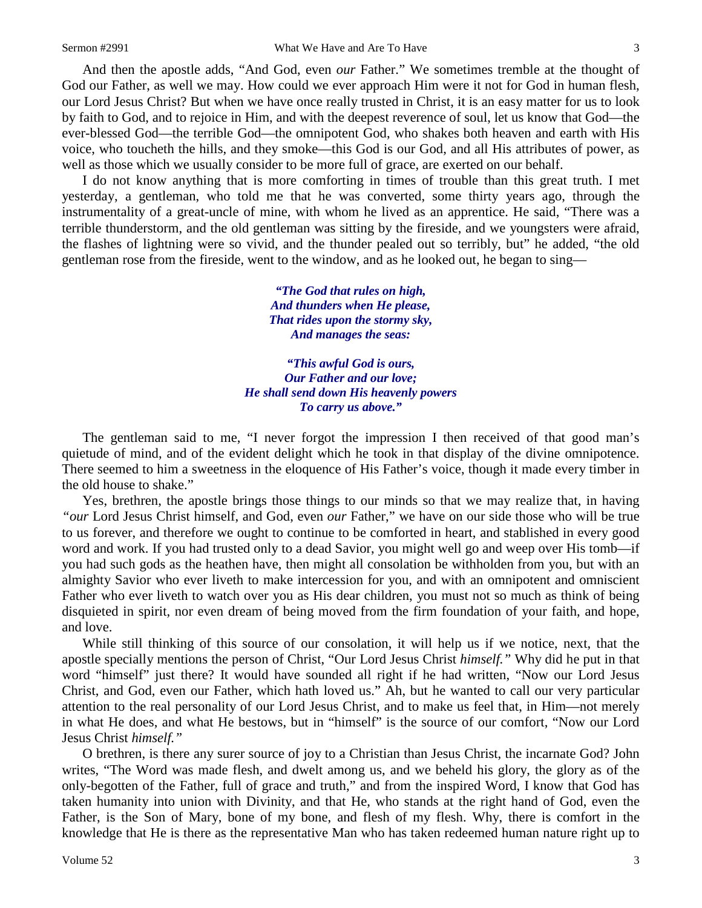And then the apostle adds, "And God, even *our* Father." We sometimes tremble at the thought of God our Father, as well we may. How could we ever approach Him were it not for God in human flesh, our Lord Jesus Christ? But when we have once really trusted in Christ, it is an easy matter for us to look by faith to God, and to rejoice in Him, and with the deepest reverence of soul, let us know that God—the ever-blessed God—the terrible God—the omnipotent God, who shakes both heaven and earth with His voice, who toucheth the hills, and they smoke—this God is our God, and all His attributes of power, as well as those which we usually consider to be more full of grace, are exerted on our behalf.

I do not know anything that is more comforting in times of trouble than this great truth. I met yesterday, a gentleman, who told me that he was converted, some thirty years ago, through the instrumentality of a great-uncle of mine, with whom he lived as an apprentice. He said, "There was a terrible thunderstorm, and the old gentleman was sitting by the fireside, and we youngsters were afraid, the flashes of lightning were so vivid, and the thunder pealed out so terribly, but" he added, "the old gentleman rose from the fireside, went to the window, and as he looked out, he began to sing—

> ***"The God that rules on high,***
> ***And thunders when He please,***
> ***That rides upon the stormy sky,***
> ***And manages the seas:***
>
> ***"This awful God is ours,***
> ***Our Father and our love;***
> ***He shall send down His heavenly powers***
> ***To carry us above."***

The gentleman said to me, "I never forgot the impression I then received of that good man's quietude of mind, and of the evident delight which he took in that display of the divine omnipotence. There seemed to him a sweetness in the eloquence of His Father's voice, though it made every timber in the old house to shake."

Yes, brethren, the apostle brings those things to our minds so that we may realize that, in having *"our* Lord Jesus Christ himself, and God, even *our* Father," we have on our side those who will be true to us forever, and therefore we ought to continue to be comforted in heart, and stablished in every good word and work. If you had trusted only to a dead Savior, you might well go and weep over His tomb—if you had such gods as the heathen have, then might all consolation be withholden from you, but with an almighty Savior who ever liveth to make intercession for you, and with an omnipotent and omniscient Father who ever liveth to watch over you as His dear children, you must not so much as think of being disquieted in spirit, nor even dream of being moved from the firm foundation of your faith, and hope, and love.

While still thinking of this source of our consolation, it will help us if we notice, next, that the apostle specially mentions the person of Christ, "Our Lord Jesus Christ *himself."* Why did he put in that word "himself" just there? It would have sounded all right if he had written, "Now our Lord Jesus Christ, and God, even our Father, which hath loved us." Ah, but he wanted to call our very particular attention to the real personality of our Lord Jesus Christ, and to make us feel that, in Him—not merely in what He does, and what He bestows, but in "himself" is the source of our comfort, "Now our Lord Jesus Christ *himself."*

O brethren, is there any surer source of joy to a Christian than Jesus Christ, the incarnate God? John writes, "The Word was made flesh, and dwelt among us, and we beheld his glory, the glory as of the only-begotten of the Father, full of grace and truth," and from the inspired Word, I know that God has taken humanity into union with Divinity, and that He, who stands at the right hand of God, even the Father, is the Son of Mary, bone of my bone, and flesh of my flesh. Why, there is comfort in the knowledge that He is there as the representative Man who has taken redeemed human nature right up to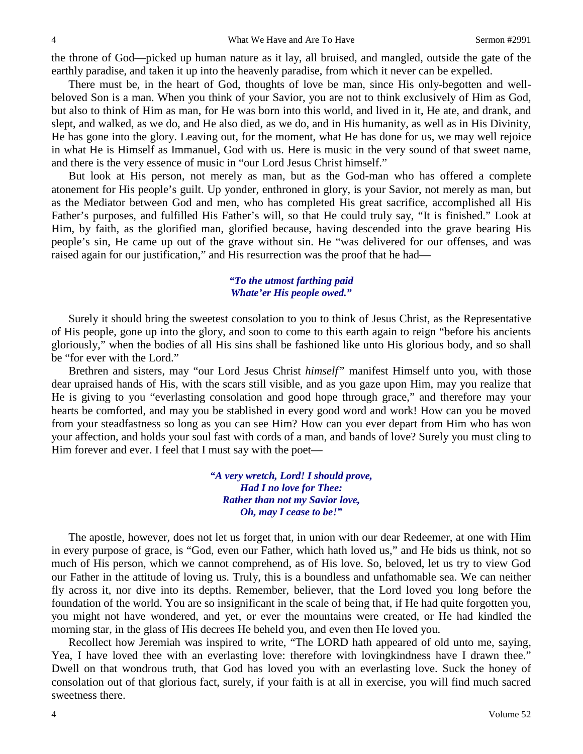the throne of God—picked up human nature as it lay, all bruised, and mangled, outside the gate of the earthly paradise, and taken it up into the heavenly paradise, from which it never can be expelled.

There must be, in the heart of God, thoughts of love be man, since His only-begotten and well-beloved Son is a man. When you think of your Savior, you are not to think exclusively of Him as God, but also to think of Him as man, for He was born into this world, and lived in it, He ate, and drank, and slept, and walked, as we do, and He also died, as we do, and in His humanity, as well as in His Divinity, He has gone into the glory. Leaving out, for the moment, what He has done for us, we may well rejoice in what He is Himself as Immanuel, God with us. Here is music in the very sound of that sweet name, and there is the very essence of music in "our Lord Jesus Christ himself."

But look at His person, not merely as man, but as the God-man who has offered a complete atonement for His people's guilt. Up yonder, enthroned in glory, is your Savior, not merely as man, but as the Mediator between God and men, who has completed His great sacrifice, accomplished all His Father's purposes, and fulfilled His Father's will, so that He could truly say, "It is finished." Look at Him, by faith, as the glorified man, glorified because, having descended into the grave bearing His people's sin, He came up out of the grave without sin. He "was delivered for our offenses, and was raised again for our justification," and His resurrection was the proof that he had—

*"To the utmost farthing paid*
*Whate'er His people owed."*

Surely it should bring the sweetest consolation to you to think of Jesus Christ, as the Representative of His people, gone up into the glory, and soon to come to this earth again to reign "before his ancients gloriously," when the bodies of all His sins shall be fashioned like unto His glorious body, and so shall be "for ever with the Lord."

Brethren and sisters, may "our Lord Jesus Christ *himself*" manifest Himself unto you, with those dear upraised hands of His, with the scars still visible, and as you gaze upon Him, may you realize that He is giving to you "everlasting consolation and good hope through grace," and therefore may your hearts be comforted, and may you be stablished in every good word and work! How can you be moved from your steadfastness so long as you can see Him? How can you ever depart from Him who has won your affection, and holds your soul fast with cords of a man, and bands of love? Surely you must cling to Him forever and ever. I feel that I must say with the poet—

*"A very wretch, Lord! I should prove,*
*Had I no love for Thee:*
*Rather than not my Savior love,*
*Oh, may I cease to be!"*

The apostle, however, does not let us forget that, in union with our dear Redeemer, at one with Him in every purpose of grace, is "God, even our Father, which hath loved us," and He bids us think, not so much of His person, which we cannot comprehend, as of His love. So, beloved, let us try to view God our Father in the attitude of loving us. Truly, this is a boundless and unfathomable sea. We can neither fly across it, nor dive into its depths. Remember, believer, that the Lord loved you long before the foundation of the world. You are so insignificant in the scale of being that, if He had quite forgotten you, you might not have wondered, and yet, or ever the mountains were created, or He had kindled the morning star, in the glass of His decrees He beheld you, and even then He loved you.

Recollect how Jeremiah was inspired to write, "The LORD hath appeared of old unto me, saying, Yea, I have loved thee with an everlasting love: therefore with lovingkindness have I drawn thee." Dwell on that wondrous truth, that God has loved you with an everlasting love. Suck the honey of consolation out of that glorious fact, surely, if your faith is at all in exercise, you will find much sacred sweetness there.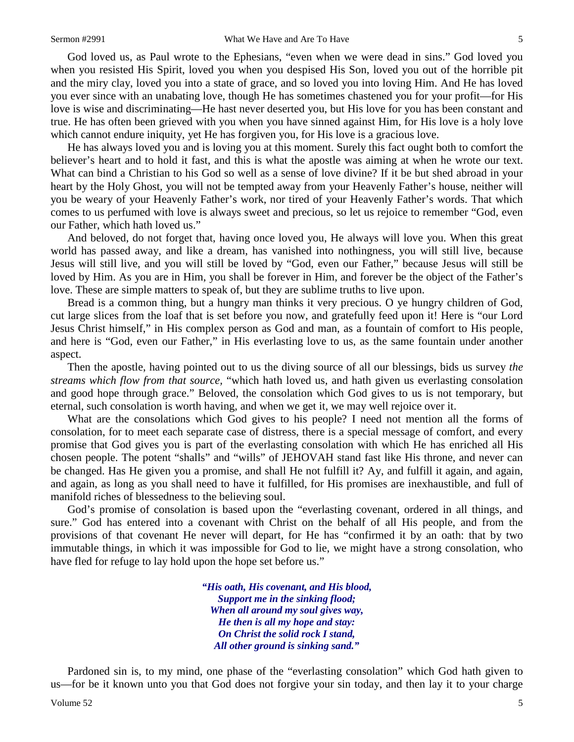God loved us, as Paul wrote to the Ephesians, "even when we were dead in sins." God loved you when you resisted His Spirit, loved you when you despised His Son, loved you out of the horrible pit and the miry clay, loved you into a state of grace, and so loved you into loving Him. And He has loved you ever since with an unabating love, though He has sometimes chastened you for your profit—for His love is wise and discriminating—He hast never deserted you, but His love for you has been constant and true. He has often been grieved with you when you have sinned against Him, for His love is a holy love which cannot endure iniquity, yet He has forgiven you, for His love is a gracious love.

He has always loved you and is loving you at this moment. Surely this fact ought both to comfort the believer's heart and to hold it fast, and this is what the apostle was aiming at when he wrote our text. What can bind a Christian to his God so well as a sense of love divine? If it be but shed abroad in your heart by the Holy Ghost, you will not be tempted away from your Heavenly Father's house, neither will you be weary of your Heavenly Father's work, nor tired of your Heavenly Father's words. That which comes to us perfumed with love is always sweet and precious, so let us rejoice to remember "God, even our Father, which hath loved us."

And beloved, do not forget that, having once loved you, He always will love you. When this great world has passed away, and like a dream, has vanished into nothingness, you will still live, because Jesus will still live, and you will still be loved by "God, even our Father," because Jesus will still be loved by Him. As you are in Him, you shall be forever in Him, and forever be the object of the Father's love. These are simple matters to speak of, but they are sublime truths to live upon.

Bread is a common thing, but a hungry man thinks it very precious. O ye hungry children of God, cut large slices from the loaf that is set before you now, and gratefully feed upon it! Here is "our Lord Jesus Christ himself," in His complex person as God and man, as a fountain of comfort to His people, and here is "God, even our Father," in His everlasting love to us, as the same fountain under another aspect.

Then the apostle, having pointed out to us the diving source of all our blessings, bids us survey *the streams which flow from that source,* "which hath loved us, and hath given us everlasting consolation and good hope through grace." Beloved, the consolation which God gives to us is not temporary, but eternal, such consolation is worth having, and when we get it, we may well rejoice over it.

What are the consolations which God gives to his people? I need not mention all the forms of consolation, for to meet each separate case of distress, there is a special message of comfort, and every promise that God gives you is part of the everlasting consolation with which He has enriched all His chosen people. The potent "shalls" and "wills" of JEHOVAH stand fast like His throne, and never can be changed. Has He given you a promise, and shall He not fulfill it? Ay, and fulfill it again, and again, and again, as long as you shall need to have it fulfilled, for His promises are inexhaustible, and full of manifold riches of blessedness to the believing soul.

God's promise of consolation is based upon the "everlasting covenant, ordered in all things, and sure." God has entered into a covenant with Christ on the behalf of all His people, and from the provisions of that covenant He never will depart, for He has "confirmed it by an oath: that by two immutable things, in which it was impossible for God to lie, we might have a strong consolation, who have fled for refuge to lay hold upon the hope set before us."

> ***"His oath, His covenant, and His blood,***
> ***Support me in the sinking flood;***
> ***When all around my soul gives way,***
> ***He then is all my hope and stay:***
> ***On Christ the solid rock I stand,***
> ***All other ground is sinking sand."***

Pardoned sin is, to my mind, one phase of the "everlasting consolation" which God hath given to us—for be it known unto you that God does not forgive your sin today, and then lay it to your charge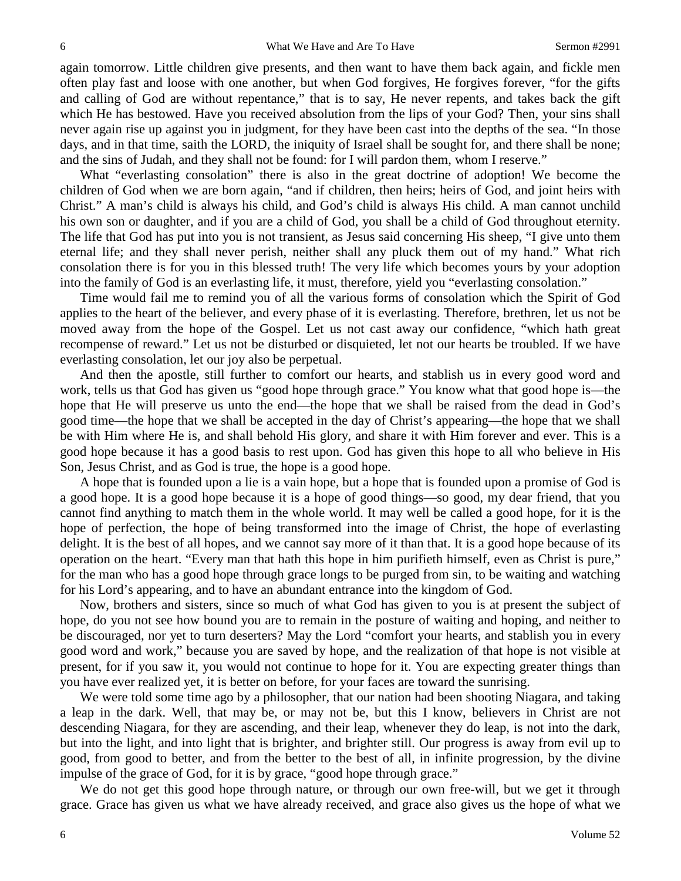again tomorrow. Little children give presents, and then want to have them back again, and fickle men often play fast and loose with one another, but when God forgives, He forgives forever, "for the gifts and calling of God are without repentance," that is to say, He never repents, and takes back the gift which He has bestowed. Have you received absolution from the lips of your God? Then, your sins shall never again rise up against you in judgment, for they have been cast into the depths of the sea. "In those days, and in that time, saith the LORD, the iniquity of Israel shall be sought for, and there shall be none; and the sins of Judah, and they shall not be found: for I will pardon them, whom I reserve."

What "everlasting consolation" there is also in the great doctrine of adoption! We become the children of God when we are born again, "and if children, then heirs; heirs of God, and joint heirs with Christ." A man's child is always his child, and God's child is always His child. A man cannot unchild his own son or daughter, and if you are a child of God, you shall be a child of God throughout eternity. The life that God has put into you is not transient, as Jesus said concerning His sheep, "I give unto them eternal life; and they shall never perish, neither shall any pluck them out of my hand." What rich consolation there is for you in this blessed truth! The very life which becomes yours by your adoption into the family of God is an everlasting life, it must, therefore, yield you "everlasting consolation."

Time would fail me to remind you of all the various forms of consolation which the Spirit of God applies to the heart of the believer, and every phase of it is everlasting. Therefore, brethren, let us not be moved away from the hope of the Gospel. Let us not cast away our confidence, "which hath great recompense of reward." Let us not be disturbed or disquieted, let not our hearts be troubled. If we have everlasting consolation, let our joy also be perpetual.

And then the apostle, still further to comfort our hearts, and stablish us in every good word and work, tells us that God has given us "good hope through grace." You know what that good hope is—the hope that He will preserve us unto the end—the hope that we shall be raised from the dead in God's good time—the hope that we shall be accepted in the day of Christ's appearing—the hope that we shall be with Him where He is, and shall behold His glory, and share it with Him forever and ever. This is a good hope because it has a good basis to rest upon. God has given this hope to all who believe in His Son, Jesus Christ, and as God is true, the hope is a good hope.

A hope that is founded upon a lie is a vain hope, but a hope that is founded upon a promise of God is a good hope. It is a good hope because it is a hope of good things—so good, my dear friend, that you cannot find anything to match them in the whole world. It may well be called a good hope, for it is the hope of perfection, the hope of being transformed into the image of Christ, the hope of everlasting delight. It is the best of all hopes, and we cannot say more of it than that. It is a good hope because of its operation on the heart. "Every man that hath this hope in him purifieth himself, even as Christ is pure," for the man who has a good hope through grace longs to be purged from sin, to be waiting and watching for his Lord's appearing, and to have an abundant entrance into the kingdom of God.

Now, brothers and sisters, since so much of what God has given to you is at present the subject of hope, do you not see how bound you are to remain in the posture of waiting and hoping, and neither to be discouraged, nor yet to turn deserters? May the Lord "comfort your hearts, and stablish you in every good word and work," because you are saved by hope, and the realization of that hope is not visible at present, for if you saw it, you would not continue to hope for it. You are expecting greater things than you have ever realized yet, it is better on before, for your faces are toward the sunrising.

We were told some time ago by a philosopher, that our nation had been shooting Niagara, and taking a leap in the dark. Well, that may be, or may not be, but this I know, believers in Christ are not descending Niagara, for they are ascending, and their leap, whenever they do leap, is not into the dark, but into the light, and into light that is brighter, and brighter still. Our progress is away from evil up to good, from good to better, and from the better to the best of all, in infinite progression, by the divine impulse of the grace of God, for it is by grace, "good hope through grace."

We do not get this good hope through nature, or through our own free-will, but we get it through grace. Grace has given us what we have already received, and grace also gives us the hope of what we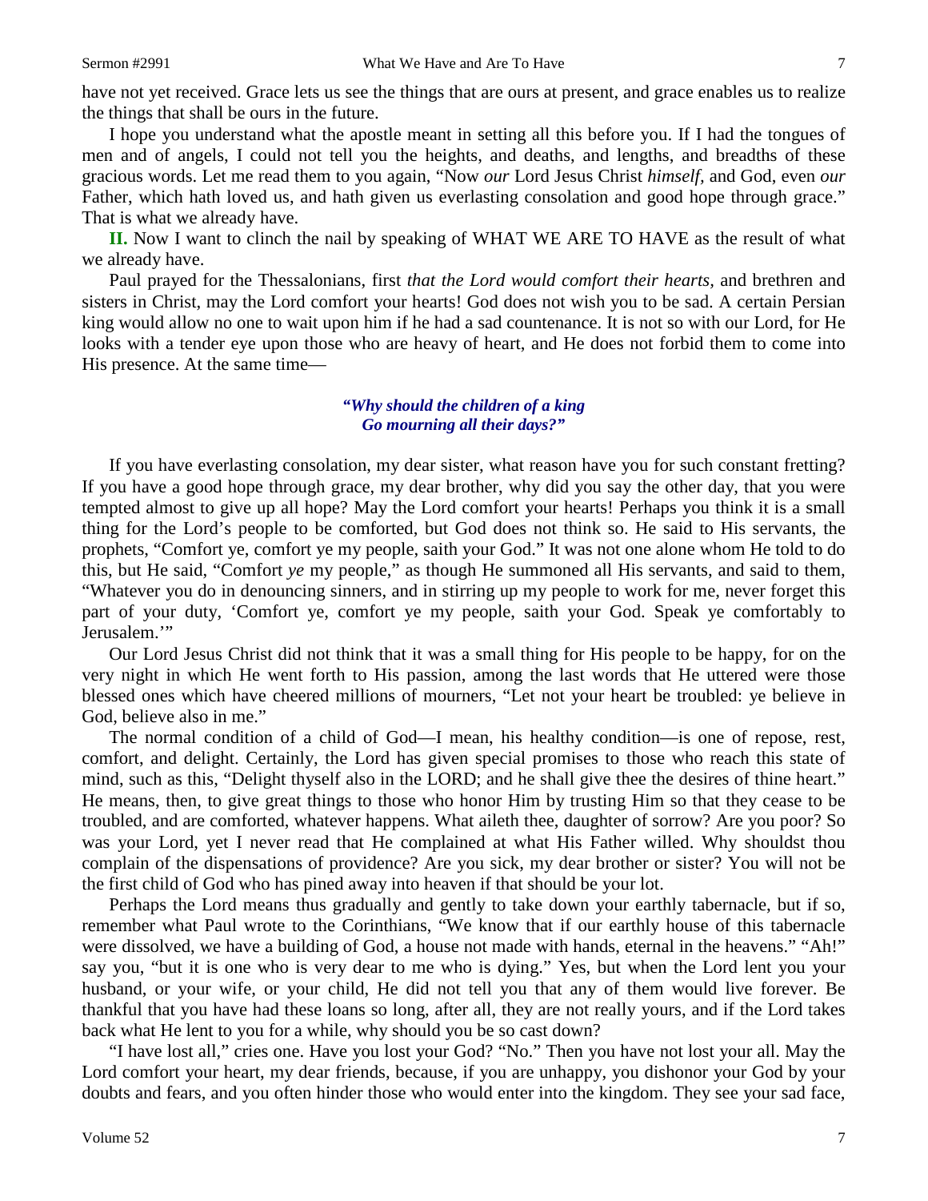have not yet received. Grace lets us see the things that are ours at present, and grace enables us to realize the things that shall be ours in the future.

I hope you understand what the apostle meant in setting all this before you. If I had the tongues of men and of angels, I could not tell you the heights, and deaths, and lengths, and breadths of these gracious words. Let me read them to you again, "Now *our* Lord Jesus Christ *himself,* and God, even *our* Father, which hath loved us, and hath given us everlasting consolation and good hope through grace." That is what we already have.

**II.** Now I want to clinch the nail by speaking of WHAT WE ARE TO HAVE as the result of what we already have.

Paul prayed for the Thessalonians, first *that the Lord would comfort their hearts*, and brethren and sisters in Christ, may the Lord comfort your hearts! God does not wish you to be sad. A certain Persian king would allow no one to wait upon him if he had a sad countenance. It is not so with our Lord, for He looks with a tender eye upon those who are heavy of heart, and He does not forbid them to come into His presence. At the same time—

> ***"Why should the children of a king***
> ***Go mourning all their days?"***

If you have everlasting consolation, my dear sister, what reason have you for such constant fretting? If you have a good hope through grace, my dear brother, why did you say the other day, that you were tempted almost to give up all hope? May the Lord comfort your hearts! Perhaps you think it is a small thing for the Lord's people to be comforted, but God does not think so. He said to His servants, the prophets, "Comfort ye, comfort ye my people, saith your God." It was not one alone whom He told to do this, but He said, "Comfort *ye* my people," as though He summoned all His servants, and said to them, "Whatever you do in denouncing sinners, and in stirring up my people to work for me, never forget this part of your duty, 'Comfort ye, comfort ye my people, saith your God. Speak ye comfortably to Jerusalem.'"

Our Lord Jesus Christ did not think that it was a small thing for His people to be happy, for on the very night in which He went forth to His passion, among the last words that He uttered were those blessed ones which have cheered millions of mourners, "Let not your heart be troubled: ye believe in God, believe also in me."

The normal condition of a child of God—I mean, his healthy condition—is one of repose, rest, comfort, and delight. Certainly, the Lord has given special promises to those who reach this state of mind, such as this, "Delight thyself also in the LORD; and he shall give thee the desires of thine heart." He means, then, to give great things to those who honor Him by trusting Him so that they cease to be troubled, and are comforted, whatever happens. What aileth thee, daughter of sorrow? Are you poor? So was your Lord, yet I never read that He complained at what His Father willed. Why shouldst thou complain of the dispensations of providence? Are you sick, my dear brother or sister? You will not be the first child of God who has pined away into heaven if that should be your lot.

Perhaps the Lord means thus gradually and gently to take down your earthly tabernacle, but if so, remember what Paul wrote to the Corinthians, "We know that if our earthly house of this tabernacle were dissolved, we have a building of God, a house not made with hands, eternal in the heavens." "Ah!" say you, "but it is one who is very dear to me who is dying." Yes, but when the Lord lent you your husband, or your wife, or your child, He did not tell you that any of them would live forever. Be thankful that you have had these loans so long, after all, they are not really yours, and if the Lord takes back what He lent to you for a while, why should you be so cast down?

"I have lost all," cries one. Have you lost your God? "No." Then you have not lost your all. May the Lord comfort your heart, my dear friends, because, if you are unhappy, you dishonor your God by your doubts and fears, and you often hinder those who would enter into the kingdom. They see your sad face,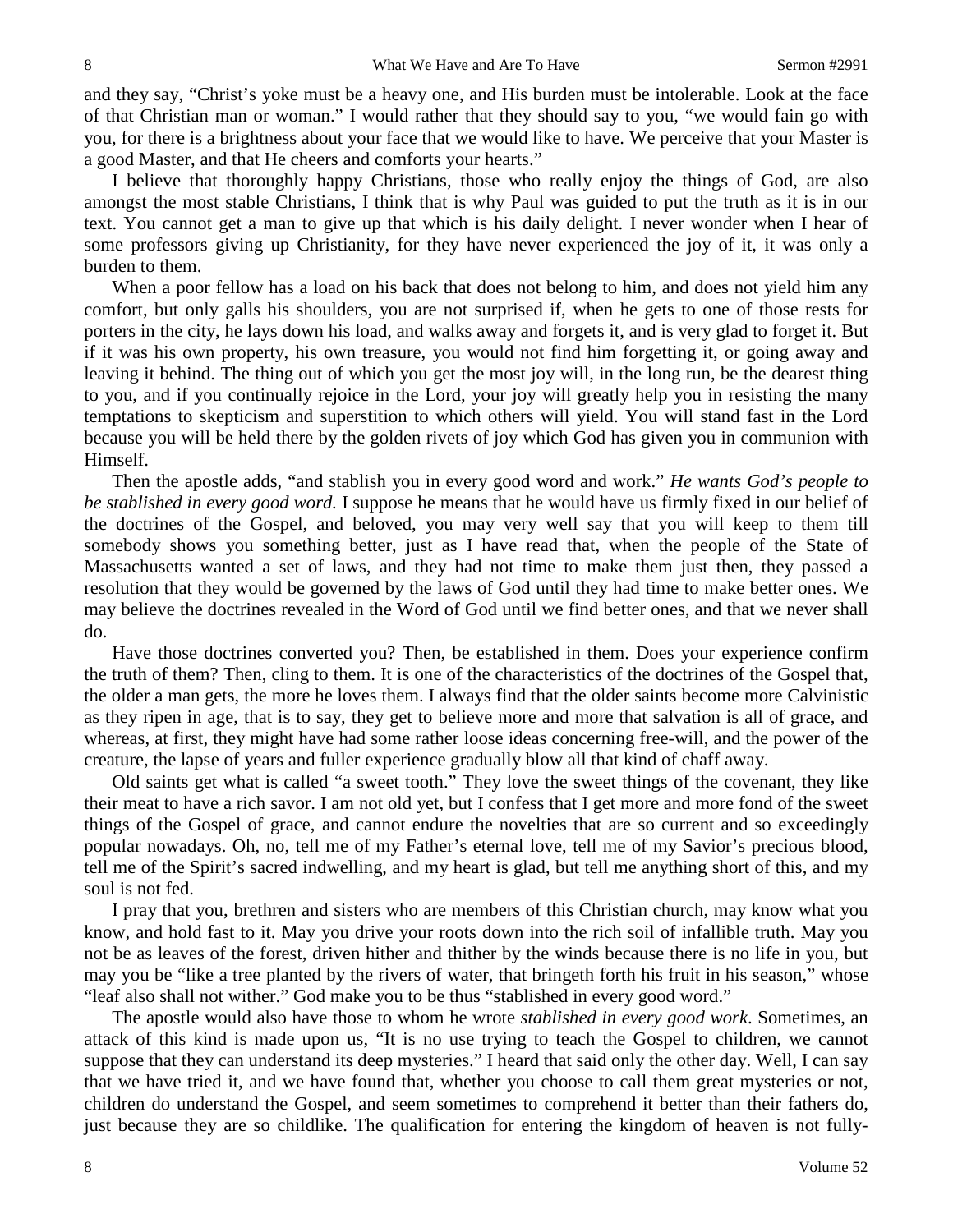and they say, "Christ's yoke must be a heavy one, and His burden must be intolerable. Look at the face of that Christian man or woman." I would rather that they should say to you, "we would fain go with you, for there is a brightness about your face that we would like to have. We perceive that your Master is a good Master, and that He cheers and comforts your hearts."

I believe that thoroughly happy Christians, those who really enjoy the things of God, are also amongst the most stable Christians, I think that is why Paul was guided to put the truth as it is in our text. You cannot get a man to give up that which is his daily delight. I never wonder when I hear of some professors giving up Christianity, for they have never experienced the joy of it, it was only a burden to them.

When a poor fellow has a load on his back that does not belong to him, and does not yield him any comfort, but only galls his shoulders, you are not surprised if, when he gets to one of those rests for porters in the city, he lays down his load, and walks away and forgets it, and is very glad to forget it. But if it was his own property, his own treasure, you would not find him forgetting it, or going away and leaving it behind. The thing out of which you get the most joy will, in the long run, be the dearest thing to you, and if you continually rejoice in the Lord, your joy will greatly help you in resisting the many temptations to skepticism and superstition to which others will yield. You will stand fast in the Lord because you will be held there by the golden rivets of joy which God has given you in communion with Himself.

Then the apostle adds, "and stablish you in every good word and work." *He wants God's people to be stablished in every good word.* I suppose he means that he would have us firmly fixed in our belief of the doctrines of the Gospel, and beloved, you may very well say that you will keep to them till somebody shows you something better, just as I have read that, when the people of the State of Massachusetts wanted a set of laws, and they had not time to make them just then, they passed a resolution that they would be governed by the laws of God until they had time to make better ones. We may believe the doctrines revealed in the Word of God until we find better ones, and that we never shall do.

Have those doctrines converted you? Then, be established in them. Does your experience confirm the truth of them? Then, cling to them. It is one of the characteristics of the doctrines of the Gospel that, the older a man gets, the more he loves them. I always find that the older saints become more Calvinistic as they ripen in age, that is to say, they get to believe more and more that salvation is all of grace, and whereas, at first, they might have had some rather loose ideas concerning free-will, and the power of the creature, the lapse of years and fuller experience gradually blow all that kind of chaff away.

Old saints get what is called "a sweet tooth." They love the sweet things of the covenant, they like their meat to have a rich savor. I am not old yet, but I confess that I get more and more fond of the sweet things of the Gospel of grace, and cannot endure the novelties that are so current and so exceedingly popular nowadays. Oh, no, tell me of my Father's eternal love, tell me of my Savior's precious blood, tell me of the Spirit's sacred indwelling, and my heart is glad, but tell me anything short of this, and my soul is not fed.

I pray that you, brethren and sisters who are members of this Christian church, may know what you know, and hold fast to it. May you drive your roots down into the rich soil of infallible truth. May you not be as leaves of the forest, driven hither and thither by the winds because there is no life in you, but may you be "like a tree planted by the rivers of water, that bringeth forth his fruit in his season," whose "leaf also shall not wither." God make you to be thus "stablished in every good word."

The apostle would also have those to whom he wrote *stablished in every good work*. Sometimes, an attack of this kind is made upon us, "It is no use trying to teach the Gospel to children, we cannot suppose that they can understand its deep mysteries." I heard that said only the other day. Well, I can say that we have tried it, and we have found that, whether you choose to call them great mysteries or not, children do understand the Gospel, and seem sometimes to comprehend it better than their fathers do, just because they are so childlike. The qualification for entering the kingdom of heaven is not fully-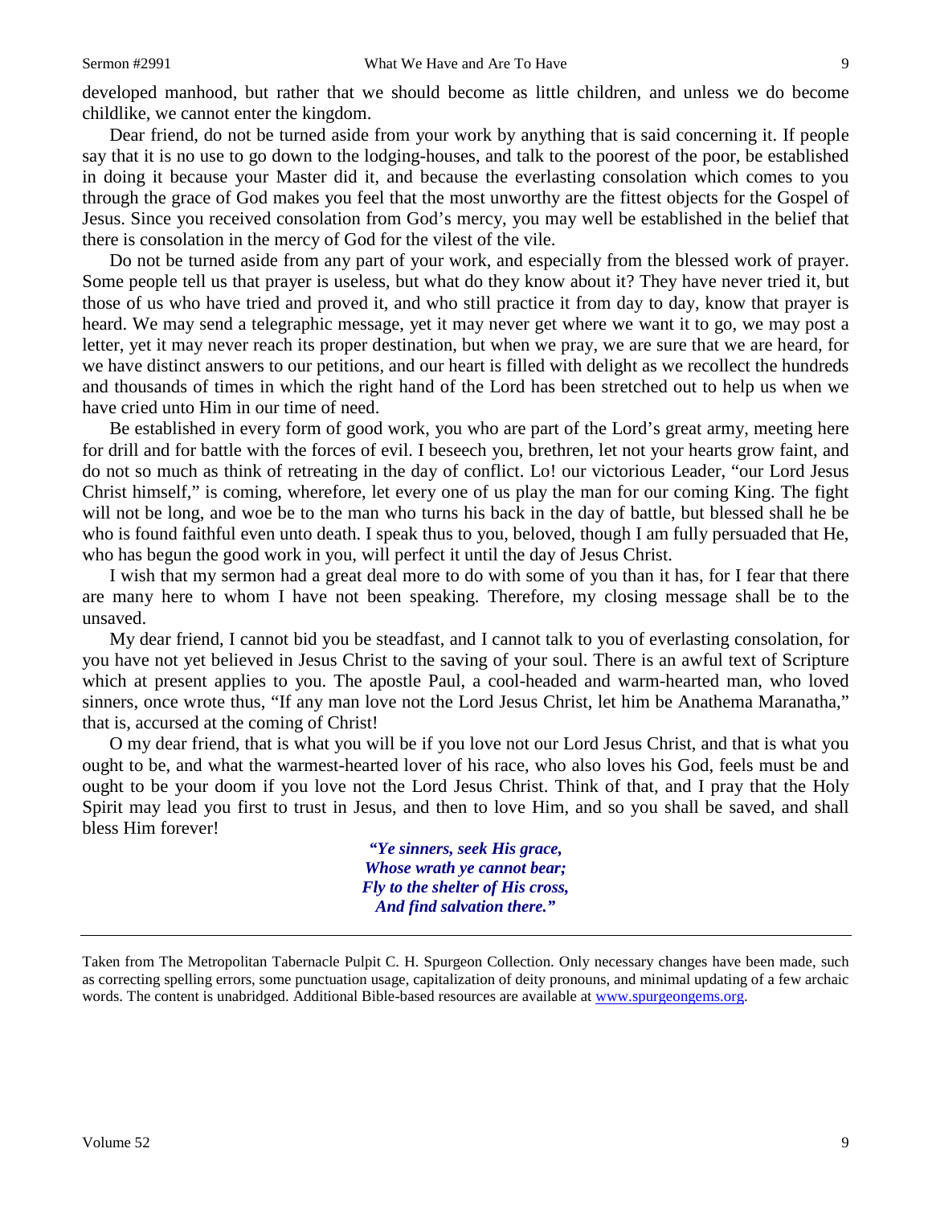developed manhood, but rather that we should become as little children, and unless we do become childlike, we cannot enter the kingdom.

Dear friend, do not be turned aside from your work by anything that is said concerning it. If people say that it is no use to go down to the lodging-houses, and talk to the poorest of the poor, be established in doing it because your Master did it, and because the everlasting consolation which comes to you through the grace of God makes you feel that the most unworthy are the fittest objects for the Gospel of Jesus. Since you received consolation from God's mercy, you may well be established in the belief that there is consolation in the mercy of God for the vilest of the vile.

Do not be turned aside from any part of your work, and especially from the blessed work of prayer. Some people tell us that prayer is useless, but what do they know about it? They have never tried it, but those of us who have tried and proved it, and who still practice it from day to day, know that prayer is heard. We may send a telegraphic message, yet it may never get where we want it to go, we may post a letter, yet it may never reach its proper destination, but when we pray, we are sure that we are heard, for we have distinct answers to our petitions, and our heart is filled with delight as we recollect the hundreds and thousands of times in which the right hand of the Lord has been stretched out to help us when we have cried unto Him in our time of need.

Be established in every form of good work, you who are part of the Lord's great army, meeting here for drill and for battle with the forces of evil. I beseech you, brethren, let not your hearts grow faint, and do not so much as think of retreating in the day of conflict. Lo! our victorious Leader, "our Lord Jesus Christ himself," is coming, wherefore, let every one of us play the man for our coming King. The fight will not be long, and woe be to the man who turns his back in the day of battle, but blessed shall he be who is found faithful even unto death. I speak thus to you, beloved, though I am fully persuaded that He, who has begun the good work in you, will perfect it until the day of Jesus Christ.

I wish that my sermon had a great deal more to do with some of you than it has, for I fear that there are many here to whom I have not been speaking. Therefore, my closing message shall be to the unsaved.

My dear friend, I cannot bid you be steadfast, and I cannot talk to you of everlasting consolation, for you have not yet believed in Jesus Christ to the saving of your soul. There is an awful text of Scripture which at present applies to you. The apostle Paul, a cool-headed and warm-hearted man, who loved sinners, once wrote thus, "If any man love not the Lord Jesus Christ, let him be Anathema Maranatha," that is, accursed at the coming of Christ!

O my dear friend, that is what you will be if you love not our Lord Jesus Christ, and that is what you ought to be, and what the warmest-hearted lover of his race, who also loves his God, feels must be and ought to be your doom if you love not the Lord Jesus Christ. Think of that, and I pray that the Holy Spirit may lead you first to trust in Jesus, and then to love Him, and so you shall be saved, and shall bless Him forever!

> ***"Ye sinners, seek His grace,***
> ***Whose wrath ye cannot bear;***
> ***Fly to the shelter of His cross,***
> ***And find salvation there."***

---

Taken from The Metropolitan Tabernacle Pulpit C. H. Spurgeon Collection. Only necessary changes have been made, such as correcting spelling errors, some punctuation usage, capitalization of deity pronouns, and minimal updating of a few archaic words. The content is unabridged. Additional Bible-based resources are available at www.spurgeongems.org.